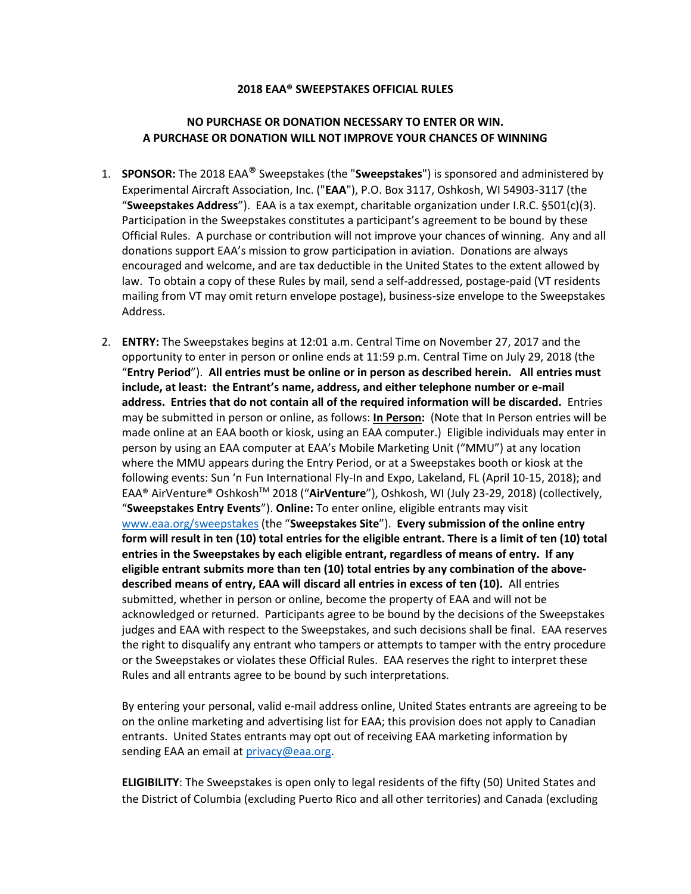**2018 EAA® SWEEPSTAKES OFFICIAL RULES**

**NO PURCHASE OR DONATION NECESSARY TO ENTER OR WIN.**
**A PURCHASE OR DONATION WILL NOT IMPROVE YOUR CHANCES OF WINNING**

1. **SPONSOR:** The 2018 EAA® Sweepstakes (the "**Sweepstakes**") is sponsored and administered by Experimental Aircraft Association, Inc. ("**EAA**"), P.O. Box 3117, Oshkosh, WI 54903-3117 (the "**Sweepstakes Address**"). EAA is a tax exempt, charitable organization under I.R.C. §501(c)(3). Participation in the Sweepstakes constitutes a participant's agreement to be bound by these Official Rules. A purchase or contribution will not improve your chances of winning. Any and all donations support EAA's mission to grow participation in aviation. Donations are always encouraged and welcome, and are tax deductible in the United States to the extent allowed by law. To obtain a copy of these Rules by mail, send a self-addressed, postage-paid (VT residents mailing from VT may omit return envelope postage), business-size envelope to the Sweepstakes Address.

2. **ENTRY:** The Sweepstakes begins at 12:01 a.m. Central Time on November 27, 2017 and the opportunity to enter in person or online ends at 11:59 p.m. Central Time on July 29, 2018 (the "**Entry Period**"). **All entries must be online or in person as described herein. All entries must include, at least: the Entrant's name, address, and either telephone number or e-mail address. Entries that do not contain all of the required information will be discarded.** Entries may be submitted in person or online, as follows: **In Person:** (Note that In Person entries will be made online at an EAA booth or kiosk, using an EAA computer.) Eligible individuals may enter in person by using an EAA computer at EAA's Mobile Marketing Unit ("MMU") at any location where the MMU appears during the Entry Period, or at a Sweepstakes booth or kiosk at the following events: Sun 'n Fun International Fly-In and Expo, Lakeland, FL (April 10-15, 2018); and EAA® AirVenture® Oshkosh™ 2018 ("**AirVenture**"), Oshkosh, WI (July 23-29, 2018) (collectively, "**Sweepstakes Entry Events**"). **Online:** To enter online, eligible entrants may visit www.eaa.org/sweepstakes (the "**Sweepstakes Site**"). **Every submission of the online entry form will result in ten (10) total entries for the eligible entrant. There is a limit of ten (10) total entries in the Sweepstakes by each eligible entrant, regardless of means of entry. If any eligible entrant submits more than ten (10) total entries by any combination of the above-described means of entry, EAA will discard all entries in excess of ten (10).** All entries submitted, whether in person or online, become the property of EAA and will not be acknowledged or returned. Participants agree to be bound by the decisions of the Sweepstakes judges and EAA with respect to the Sweepstakes, and such decisions shall be final. EAA reserves the right to disqualify any entrant who tampers or attempts to tamper with the entry procedure or the Sweepstakes or violates these Official Rules. EAA reserves the right to interpret these Rules and all entrants agree to be bound by such interpretations.

   By entering your personal, valid e-mail address online, United States entrants are agreeing to be on the online marketing and advertising list for EAA; this provision does not apply to Canadian entrants. United States entrants may opt out of receiving EAA marketing information by sending EAA an email at privacy@eaa.org.

   **ELIGIBILITY**: The Sweepstakes is open only to legal residents of the fifty (50) United States and the District of Columbia (excluding Puerto Rico and all other territories) and Canada (excluding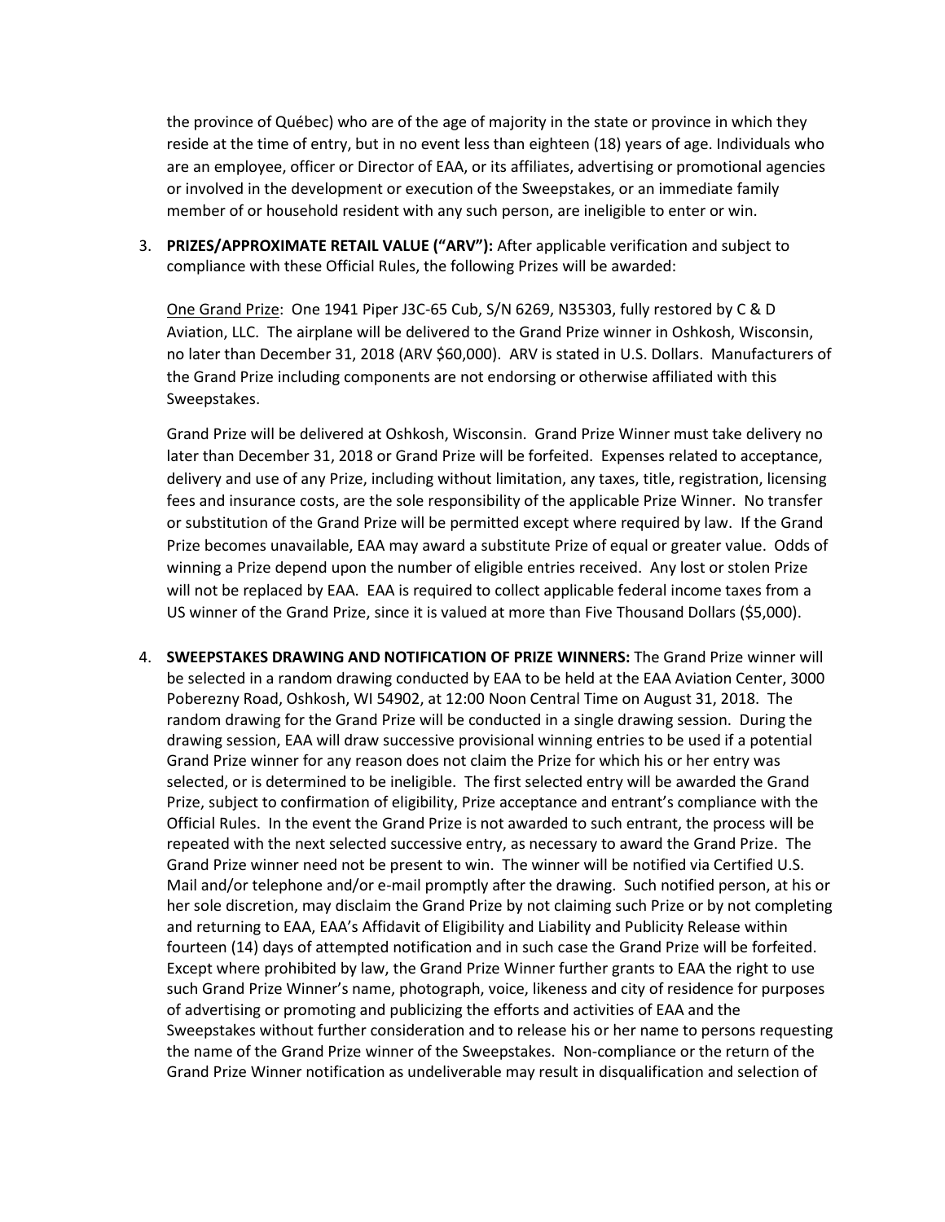the province of Québec) who are of the age of majority in the state or province in which they reside at the time of entry, but in no event less than eighteen (18) years of age. Individuals who are an employee, officer or Director of EAA, or its affiliates, advertising or promotional agencies or involved in the development or execution of the Sweepstakes, or an immediate family member of or household resident with any such person, are ineligible to enter or win.

3. **PRIZES/APPROXIMATE RETAIL VALUE ("ARV"):** After applicable verification and subject to compliance with these Official Rules, the following Prizes will be awarded:

   <u>One Grand Prize</u>: One 1941 Piper J3C-65 Cub, S/N 6269, N35303, fully restored by C & D Aviation, LLC. The airplane will be delivered to the Grand Prize winner in Oshkosh, Wisconsin, no later than December 31, 2018 (ARV $60,000). ARV is stated in U.S. Dollars. Manufacturers of the Grand Prize including components are not endorsing or otherwise affiliated with this Sweepstakes.

   Grand Prize will be delivered at Oshkosh, Wisconsin. Grand Prize Winner must take delivery no later than December 31, 2018 or Grand Prize will be forfeited. Expenses related to acceptance, delivery and use of any Prize, including without limitation, any taxes, title, registration, licensing fees and insurance costs, are the sole responsibility of the applicable Prize Winner. No transfer or substitution of the Grand Prize will be permitted except where required by law. If the Grand Prize becomes unavailable, EAA may award a substitute Prize of equal or greater value. Odds of winning a Prize depend upon the number of eligible entries received. Any lost or stolen Prize will not be replaced by EAA. EAA is required to collect applicable federal income taxes from a US winner of the Grand Prize, since it is valued at more than Five Thousand Dollars ($5,000).

4. **SWEEPSTAKES DRAWING AND NOTIFICATION OF PRIZE WINNERS:** The Grand Prize winner will be selected in a random drawing conducted by EAA to be held at the EAA Aviation Center, 3000 Poberezny Road, Oshkosh, WI 54902, at 12:00 Noon Central Time on August 31, 2018. The random drawing for the Grand Prize will be conducted in a single drawing session. During the drawing session, EAA will draw successive provisional winning entries to be used if a potential Grand Prize winner for any reason does not claim the Prize for which his or her entry was selected, or is determined to be ineligible. The first selected entry will be awarded the Grand Prize, subject to confirmation of eligibility, Prize acceptance and entrant's compliance with the Official Rules. In the event the Grand Prize is not awarded to such entrant, the process will be repeated with the next selected successive entry, as necessary to award the Grand Prize. The Grand Prize winner need not be present to win. The winner will be notified via Certified U.S. Mail and/or telephone and/or e-mail promptly after the drawing. Such notified person, at his or her sole discretion, may disclaim the Grand Prize by not claiming such Prize or by not completing and returning to EAA, EAA's Affidavit of Eligibility and Liability and Publicity Release within fourteen (14) days of attempted notification and in such case the Grand Prize will be forfeited. Except where prohibited by law, the Grand Prize Winner further grants to EAA the right to use such Grand Prize Winner's name, photograph, voice, likeness and city of residence for purposes of advertising or promoting and publicizing the efforts and activities of EAA and the Sweepstakes without further consideration and to release his or her name to persons requesting the name of the Grand Prize winner of the Sweepstakes. Non-compliance or the return of the Grand Prize Winner notification as undeliverable may result in disqualification and selection of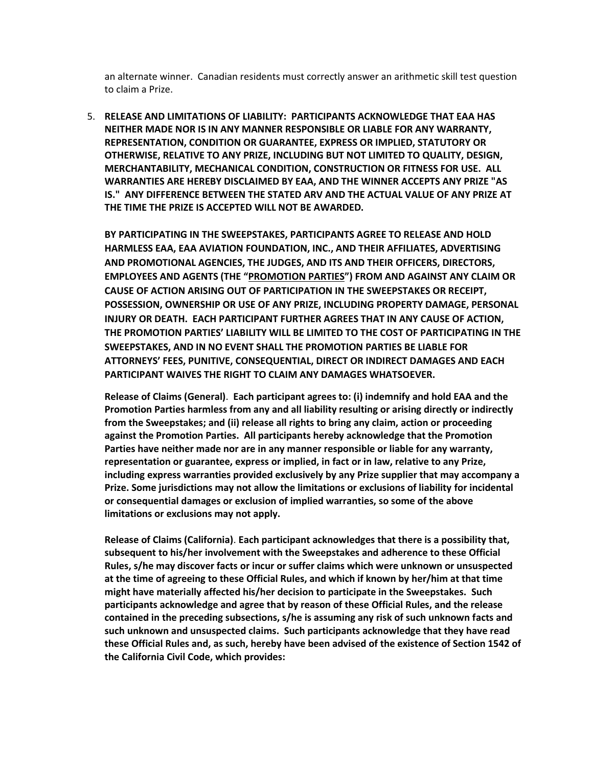an alternate winner. Canadian residents must correctly answer an arithmetic skill test question to claim a Prize.

5. **RELEASE AND LIMITATIONS OF LIABILITY: PARTICIPANTS ACKNOWLEDGE THAT EAA HAS NEITHER MADE NOR IS IN ANY MANNER RESPONSIBLE OR LIABLE FOR ANY WARRANTY, REPRESENTATION, CONDITION OR GUARANTEE, EXPRESS OR IMPLIED, STATUTORY OR OTHERWISE, RELATIVE TO ANY PRIZE, INCLUDING BUT NOT LIMITED TO QUALITY, DESIGN, MERCHANTABILITY, MECHANICAL CONDITION, CONSTRUCTION OR FITNESS FOR USE. ALL WARRANTIES ARE HEREBY DISCLAIMED BY EAA, AND THE WINNER ACCEPTS ANY PRIZE "AS IS." ANY DIFFERENCE BETWEEN THE STATED ARV AND THE ACTUAL VALUE OF ANY PRIZE AT THE TIME THE PRIZE IS ACCEPTED WILL NOT BE AWARDED.**

   **BY PARTICIPATING IN THE SWEEPSTAKES, PARTICIPANTS AGREE TO RELEASE AND HOLD HARMLESS EAA, EAA AVIATION FOUNDATION, INC., AND THEIR AFFILIATES, ADVERTISING AND PROMOTIONAL AGENCIES, THE JUDGES, AND ITS AND THEIR OFFICERS, DIRECTORS, EMPLOYEES AND AGENTS (THE "<u>PROMOTION PARTIES</u>") FROM AND AGAINST ANY CLAIM OR CAUSE OF ACTION ARISING OUT OF PARTICIPATION IN THE SWEEPSTAKES OR RECEIPT, POSSESSION, OWNERSHIP OR USE OF ANY PRIZE, INCLUDING PROPERTY DAMAGE, PERSONAL INJURY OR DEATH. EACH PARTICIPANT FURTHER AGREES THAT IN ANY CAUSE OF ACTION, THE PROMOTION PARTIES' LIABILITY WILL BE LIMITED TO THE COST OF PARTICIPATING IN THE SWEEPSTAKES, AND IN NO EVENT SHALL THE PROMOTION PARTIES BE LIABLE FOR ATTORNEYS' FEES, PUNITIVE, CONSEQUENTIAL, DIRECT OR INDIRECT DAMAGES AND EACH PARTICIPANT WAIVES THE RIGHT TO CLAIM ANY DAMAGES WHATSOEVER.**

   **Release of Claims (General). Each participant agrees to: (i) indemnify and hold EAA and the Promotion Parties harmless from any and all liability resulting or arising directly or indirectly from the Sweepstakes; and (ii) release all rights to bring any claim, action or proceeding against the Promotion Parties. All participants hereby acknowledge that the Promotion Parties have neither made nor are in any manner responsible or liable for any warranty, representation or guarantee, express or implied, in fact or in law, relative to any Prize, including express warranties provided exclusively by any Prize supplier that may accompany a Prize. Some jurisdictions may not allow the limitations or exclusions of liability for incidental or consequential damages or exclusion of implied warranties, so some of the above limitations or exclusions may not apply.**

   **Release of Claims (California). Each participant acknowledges that there is a possibility that, subsequent to his/her involvement with the Sweepstakes and adherence to these Official Rules, s/he may discover facts or incur or suffer claims which were unknown or unsuspected at the time of agreeing to these Official Rules, and which if known by her/him at that time might have materially affected his/her decision to participate in the Sweepstakes. Such participants acknowledge and agree that by reason of these Official Rules, and the release contained in the preceding subsections, s/he is assuming any risk of such unknown facts and such unknown and unsuspected claims. Such participants acknowledge that they have read these Official Rules and, as such, hereby have been advised of the existence of Section 1542 of the California Civil Code, which provides:**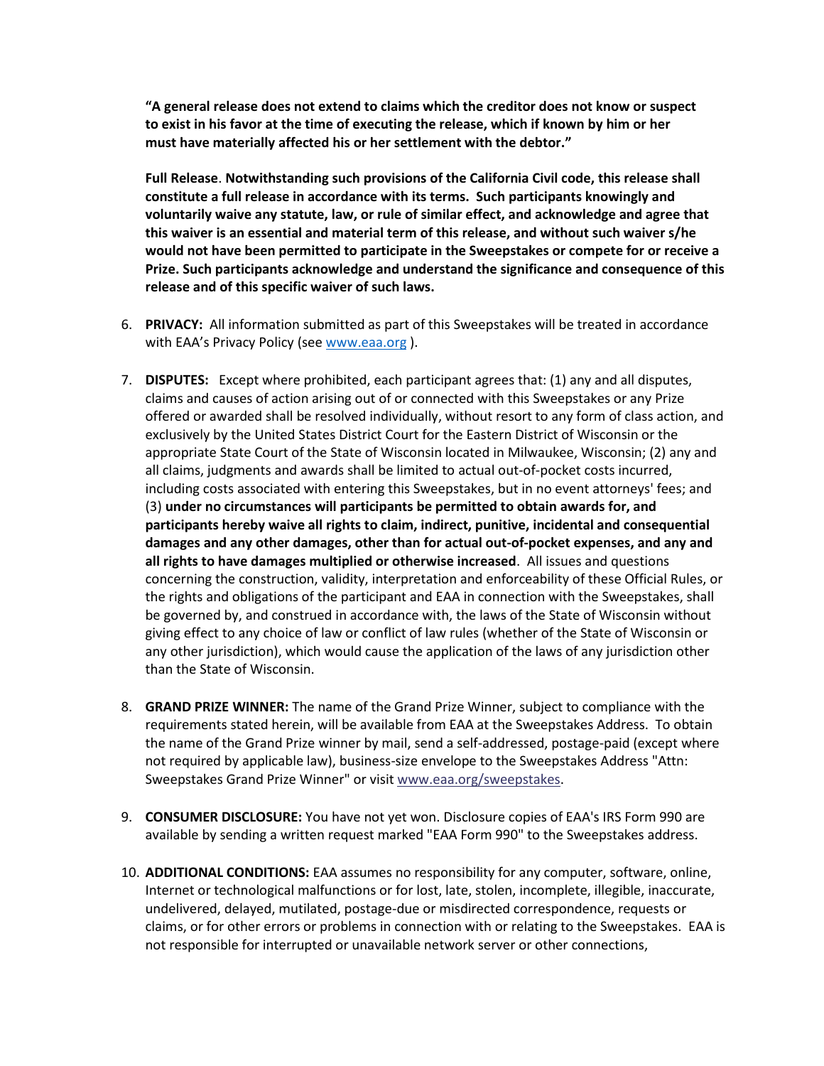**"A general release does not extend to claims which the creditor does not know or suspect to exist in his favor at the time of executing the release, which if known by him or her must have materially affected his or her settlement with the debtor."**

**Full Release**. **Notwithstanding such provisions of the California Civil code, this release shall constitute a full release in accordance with its terms. Such participants knowingly and voluntarily waive any statute, law, or rule of similar effect, and acknowledge and agree that this waiver is an essential and material term of this release, and without such waiver s/he would not have been permitted to participate in the Sweepstakes or compete for or receive a Prize. Such participants acknowledge and understand the significance and consequence of this release and of this specific waiver of such laws.**

6. **PRIVACY:** All information submitted as part of this Sweepstakes will be treated in accordance with EAA's Privacy Policy (see [www.eaa.org](www.eaa.org) ).

7. **DISPUTES:** Except where prohibited, each participant agrees that: (1) any and all disputes, claims and causes of action arising out of or connected with this Sweepstakes or any Prize offered or awarded shall be resolved individually, without resort to any form of class action, and exclusively by the United States District Court for the Eastern District of Wisconsin or the appropriate State Court of the State of Wisconsin located in Milwaukee, Wisconsin; (2) any and all claims, judgments and awards shall be limited to actual out-of-pocket costs incurred, including costs associated with entering this Sweepstakes, but in no event attorneys' fees; and (3) **under no circumstances will participants be permitted to obtain awards for, and participants hereby waive all rights to claim, indirect, punitive, incidental and consequential damages and any other damages, other than for actual out-of-pocket expenses, and any and all rights to have damages multiplied or otherwise increased**. All issues and questions concerning the construction, validity, interpretation and enforceability of these Official Rules, or the rights and obligations of the participant and EAA in connection with the Sweepstakes, shall be governed by, and construed in accordance with, the laws of the State of Wisconsin without giving effect to any choice of law or conflict of law rules (whether of the State of Wisconsin or any other jurisdiction), which would cause the application of the laws of any jurisdiction other than the State of Wisconsin.

8. **GRAND PRIZE WINNER:** The name of the Grand Prize Winner, subject to compliance with the requirements stated herein, will be available from EAA at the Sweepstakes Address. To obtain the name of the Grand Prize winner by mail, send a self-addressed, postage-paid (except where not required by applicable law), business-size envelope to the Sweepstakes Address "Attn: Sweepstakes Grand Prize Winner" or visit [www.eaa.org/sweepstakes](www.eaa.org/sweepstakes).

9. **CONSUMER DISCLOSURE:** You have not yet won. Disclosure copies of EAA's IRS Form 990 are available by sending a written request marked "EAA Form 990" to the Sweepstakes address.

10. **ADDITIONAL CONDITIONS:** EAA assumes no responsibility for any computer, software, online, Internet or technological malfunctions or for lost, late, stolen, incomplete, illegible, inaccurate, undelivered, delayed, mutilated, postage-due or misdirected correspondence, requests or claims, or for other errors or problems in connection with or relating to the Sweepstakes. EAA is not responsible for interrupted or unavailable network server or other connections,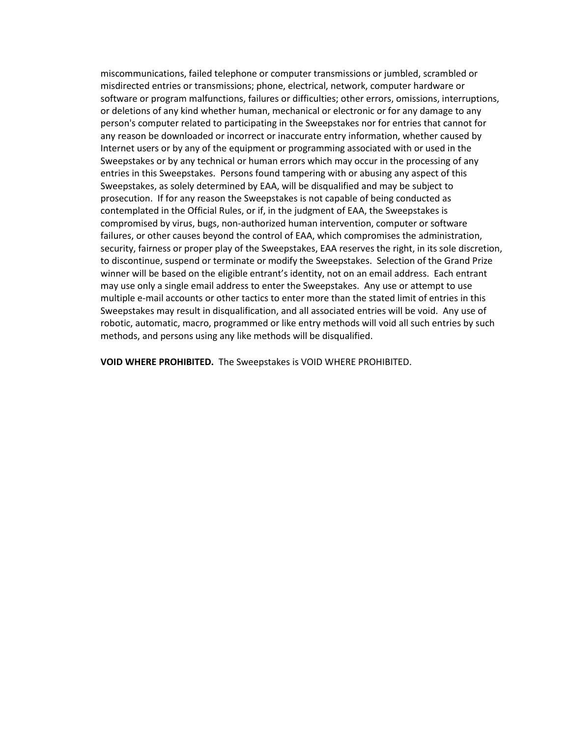miscommunications, failed telephone or computer transmissions or jumbled, scrambled or misdirected entries or transmissions; phone, electrical, network, computer hardware or software or program malfunctions, failures or difficulties; other errors, omissions, interruptions, or deletions of any kind whether human, mechanical or electronic or for any damage to any person's computer related to participating in the Sweepstakes nor for entries that cannot for any reason be downloaded or incorrect or inaccurate entry information, whether caused by Internet users or by any of the equipment or programming associated with or used in the Sweepstakes or by any technical or human errors which may occur in the processing of any entries in this Sweepstakes. Persons found tampering with or abusing any aspect of this Sweepstakes, as solely determined by EAA, will be disqualified and may be subject to prosecution. If for any reason the Sweepstakes is not capable of being conducted as contemplated in the Official Rules, or if, in the judgment of EAA, the Sweepstakes is compromised by virus, bugs, non-authorized human intervention, computer or software failures, or other causes beyond the control of EAA, which compromises the administration, security, fairness or proper play of the Sweepstakes, EAA reserves the right, in its sole discretion, to discontinue, suspend or terminate or modify the Sweepstakes. Selection of the Grand Prize winner will be based on the eligible entrant's identity, not on an email address. Each entrant may use only a single email address to enter the Sweepstakes. Any use or attempt to use multiple e-mail accounts or other tactics to enter more than the stated limit of entries in this Sweepstakes may result in disqualification, and all associated entries will be void. Any use of robotic, automatic, macro, programmed or like entry methods will void all such entries by such methods, and persons using any like methods will be disqualified.

**VOID WHERE PROHIBITED.** The Sweepstakes is VOID WHERE PROHIBITED.